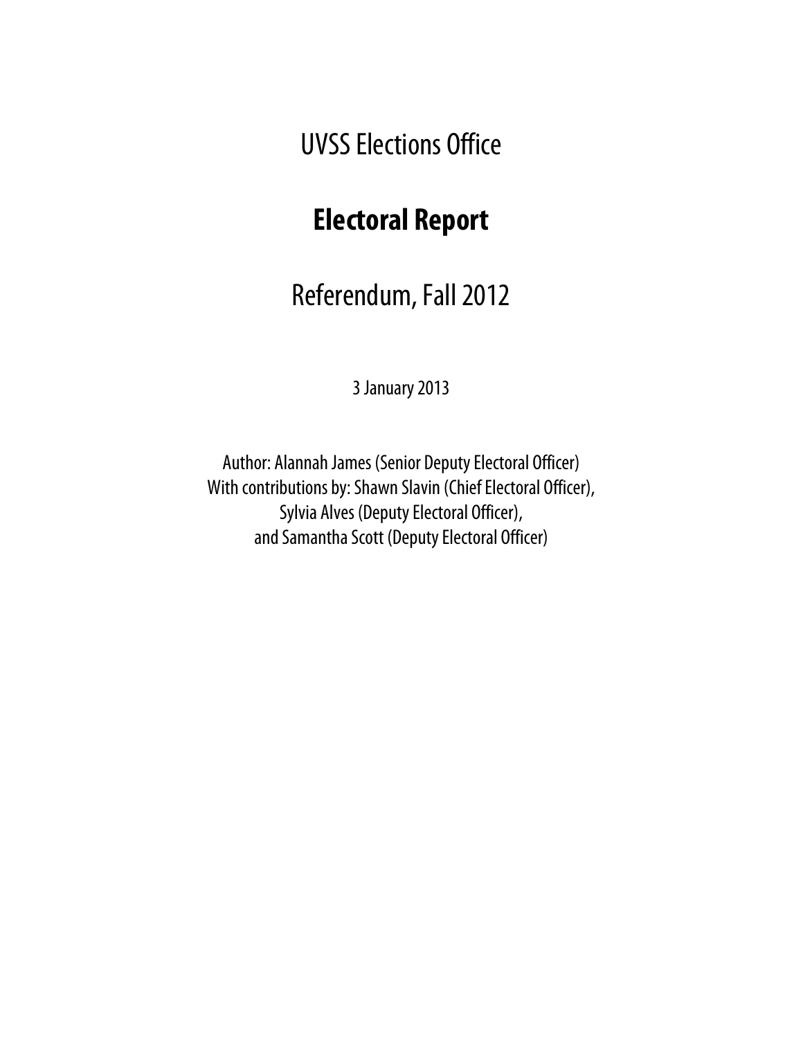UVSS Elections Office

# Electoral Report

## Referendum, Fall 2012

3 January 2013

Author: Alannah James (Senior Deputy Electoral Officer)
With contributions by: Shawn Slavin (Chief Electoral Officer),
Sylvia Alves (Deputy Electoral Officer),
and Samantha Scott (Deputy Electoral Officer)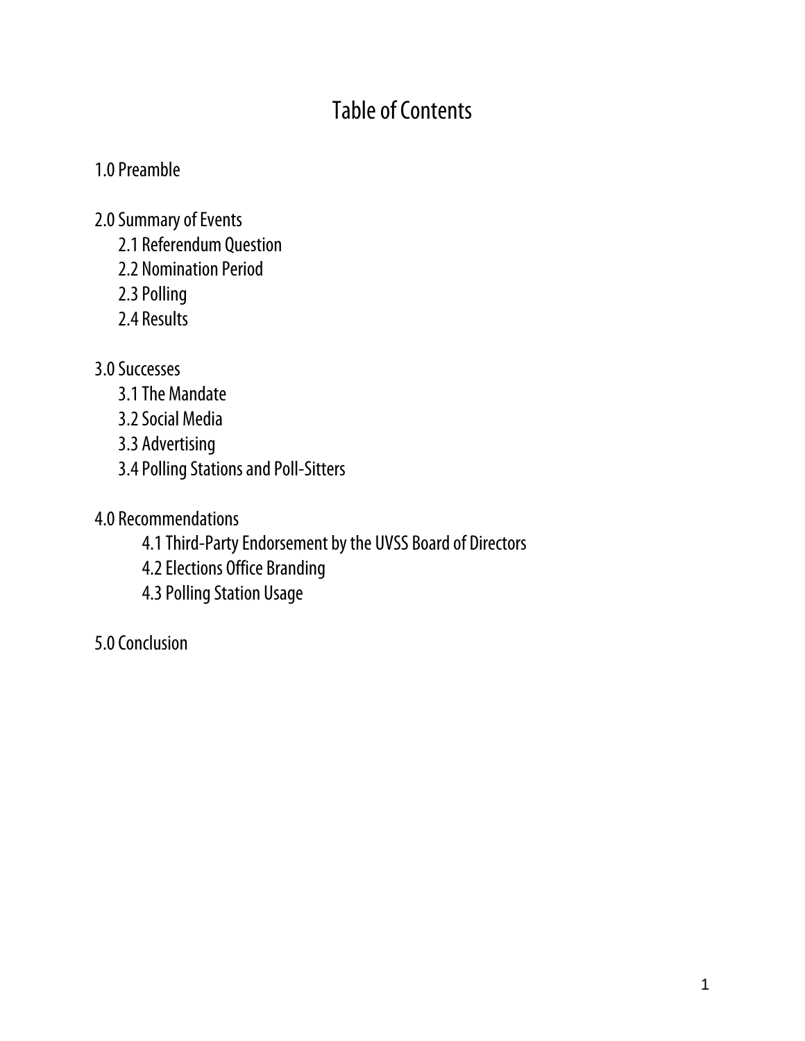# Table of Contents

1.0 Preamble

2.0 Summary of Events
- 2.1 Referendum Question
- 2.2 Nomination Period
- 2.3 Polling
- 2.4 Results

3.0 Successes
- 3.1 The Mandate
- 3.2 Social Media
- 3.3 Advertising
- 3.4 Polling Stations and Poll-Sitters

4.0 Recommendations
- 4.1 Third-Party Endorsement by the UVSS Board of Directors
- 4.2 Elections Office Branding
- 4.3 Polling Station Usage

5.0 Conclusion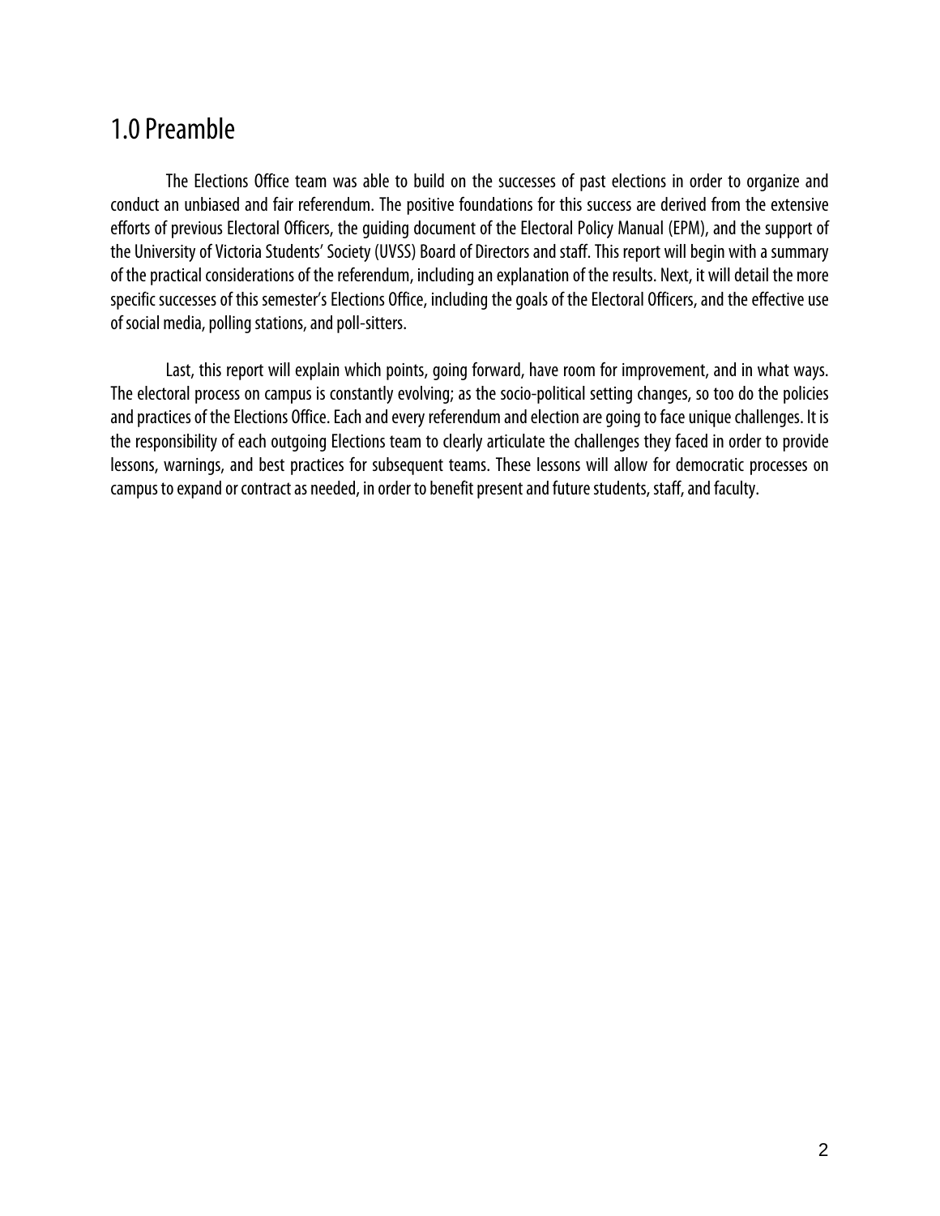## 1.0 Preamble

The Elections Office team was able to build on the successes of past elections in order to organize and conduct an unbiased and fair referendum. The positive foundations for this success are derived from the extensive efforts of previous Electoral Officers, the guiding document of the Electoral Policy Manual (EPM), and the support of the University of Victoria Students' Society (UVSS) Board of Directors and staff. This report will begin with a summary of the practical considerations of the referendum, including an explanation of the results. Next, it will detail the more specific successes of this semester's Elections Office, including the goals of the Electoral Officers, and the effective use of social media, polling stations, and poll-sitters.

Last, this report will explain which points, going forward, have room for improvement, and in what ways. The electoral process on campus is constantly evolving; as the socio-political setting changes, so too do the policies and practices of the Elections Office. Each and every referendum and election are going to face unique challenges. It is the responsibility of each outgoing Elections team to clearly articulate the challenges they faced in order to provide lessons, warnings, and best practices for subsequent teams. These lessons will allow for democratic processes on campus to expand or contract as needed, in order to benefit present and future students, staff, and faculty.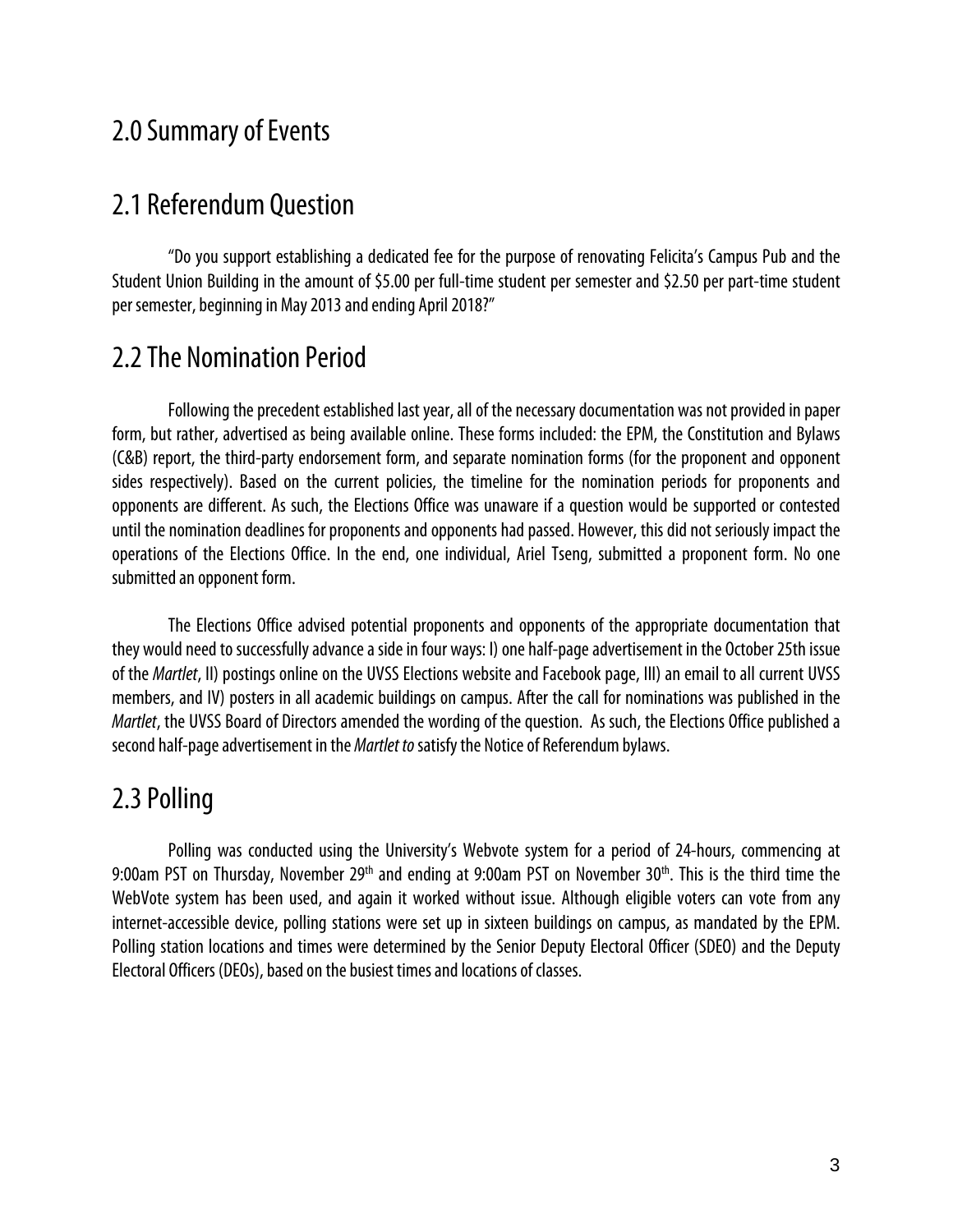# 2.0 Summary of Events

## 2.1 Referendum Question

"Do you support establishing a dedicated fee for the purpose of renovating Felicita's Campus Pub and the Student Union Building in the amount of $5.00 per full-time student per semester and $2.50 per part-time student per semester, beginning in May 2013 and ending April 2018?"

## 2.2 The Nomination Period

Following the precedent established last year, all of the necessary documentation was not provided in paper form, but rather, advertised as being available online. These forms included: the EPM, the Constitution and Bylaws (C&B) report, the third-party endorsement form, and separate nomination forms (for the proponent and opponent sides respectively). Based on the current policies, the timeline for the nomination periods for proponents and opponents are different. As such, the Elections Office was unaware if a question would be supported or contested until the nomination deadlines for proponents and opponents had passed. However, this did not seriously impact the operations of the Elections Office. In the end, one individual, Ariel Tseng, submitted a proponent form. No one submitted an opponent form.

The Elections Office advised potential proponents and opponents of the appropriate documentation that they would need to successfully advance a side in four ways: I) one half-page advertisement in the October 25th issue of the *Martlet*, II) postings online on the UVSS Elections website and Facebook page, III) an email to all current UVSS members, and IV) posters in all academic buildings on campus. After the call for nominations was published in the *Martlet*, the UVSS Board of Directors amended the wording of the question. As such, the Elections Office published a second half-page advertisement in the *Martlet to* satisfy the Notice of Referendum bylaws.

## 2.3 Polling

Polling was conducted using the University's Webvote system for a period of 24-hours, commencing at 9:00am PST on Thursday, November 29th and ending at 9:00am PST on November 30th. This is the third time the WebVote system has been used, and again it worked without issue. Although eligible voters can vote from any internet-accessible device, polling stations were set up in sixteen buildings on campus, as mandated by the EPM. Polling station locations and times were determined by the Senior Deputy Electoral Officer (SDEO) and the Deputy Electoral Officers (DEOs), based on the busiest times and locations of classes.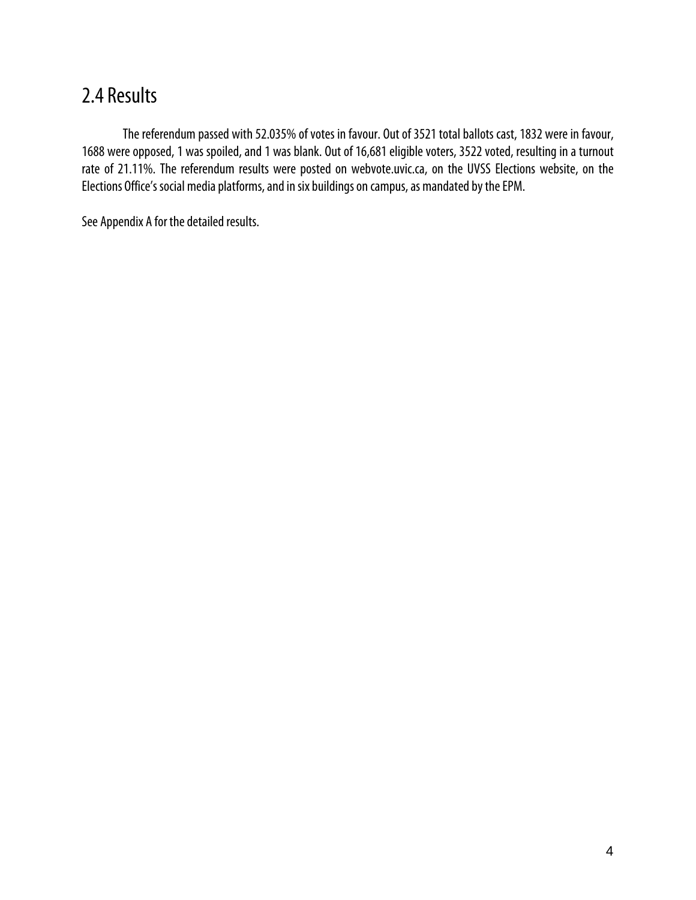## 2.4 Results

The referendum passed with 52.035% of votes in favour. Out of 3521 total ballots cast, 1832 were in favour, 1688 were opposed, 1 was spoiled, and 1 was blank. Out of 16,681 eligible voters, 3522 voted, resulting in a turnout rate of 21.11%. The referendum results were posted on webvote.uvic.ca, on the UVSS Elections website, on the Elections Office's social media platforms, and in six buildings on campus, as mandated by the EPM.

See Appendix A for the detailed results.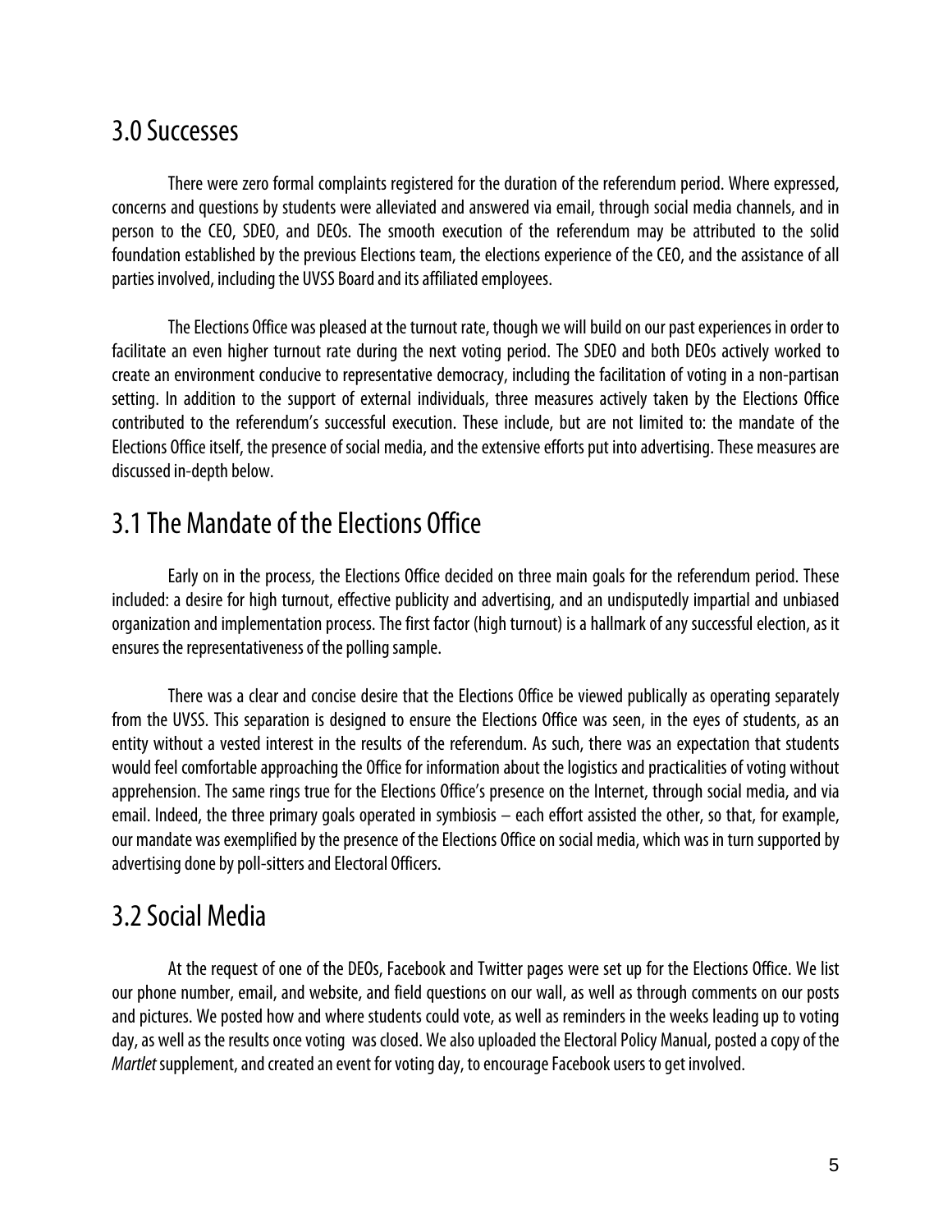## 3.0 Successes

There were zero formal complaints registered for the duration of the referendum period. Where expressed, concerns and questions by students were alleviated and answered via email, through social media channels, and in person to the CEO, SDEO, and DEOs. The smooth execution of the referendum may be attributed to the solid foundation established by the previous Elections team, the elections experience of the CEO, and the assistance of all parties involved, including the UVSS Board and its affiliated employees.

The Elections Office was pleased at the turnout rate, though we will build on our past experiences in order to facilitate an even higher turnout rate during the next voting period. The SDEO and both DEOs actively worked to create an environment conducive to representative democracy, including the facilitation of voting in a non-partisan setting. In addition to the support of external individuals, three measures actively taken by the Elections Office contributed to the referendum's successful execution. These include, but are not limited to: the mandate of the Elections Office itself, the presence of social media, and the extensive efforts put into advertising. These measures are discussed in-depth below.

## 3.1 The Mandate of the Elections Office

Early on in the process, the Elections Office decided on three main goals for the referendum period. These included: a desire for high turnout, effective publicity and advertising, and an undisputedly impartial and unbiased organization and implementation process. The first factor (high turnout) is a hallmark of any successful election, as it ensures the representativeness of the polling sample.

There was a clear and concise desire that the Elections Office be viewed publically as operating separately from the UVSS. This separation is designed to ensure the Elections Office was seen, in the eyes of students, as an entity without a vested interest in the results of the referendum. As such, there was an expectation that students would feel comfortable approaching the Office for information about the logistics and practicalities of voting without apprehension. The same rings true for the Elections Office's presence on the Internet, through social media, and via email. Indeed, the three primary goals operated in symbiosis – each effort assisted the other, so that, for example, our mandate was exemplified by the presence of the Elections Office on social media, which was in turn supported by advertising done by poll-sitters and Electoral Officers.

## 3.2 Social Media

At the request of one of the DEOs, Facebook and Twitter pages were set up for the Elections Office. We list our phone number, email, and website, and field questions on our wall, as well as through comments on our posts and pictures. We posted how and where students could vote, as well as reminders in the weeks leading up to voting day, as well as the results once voting was closed. We also uploaded the Electoral Policy Manual, posted a copy of the *Martlet* supplement, and created an event for voting day, to encourage Facebook users to get involved.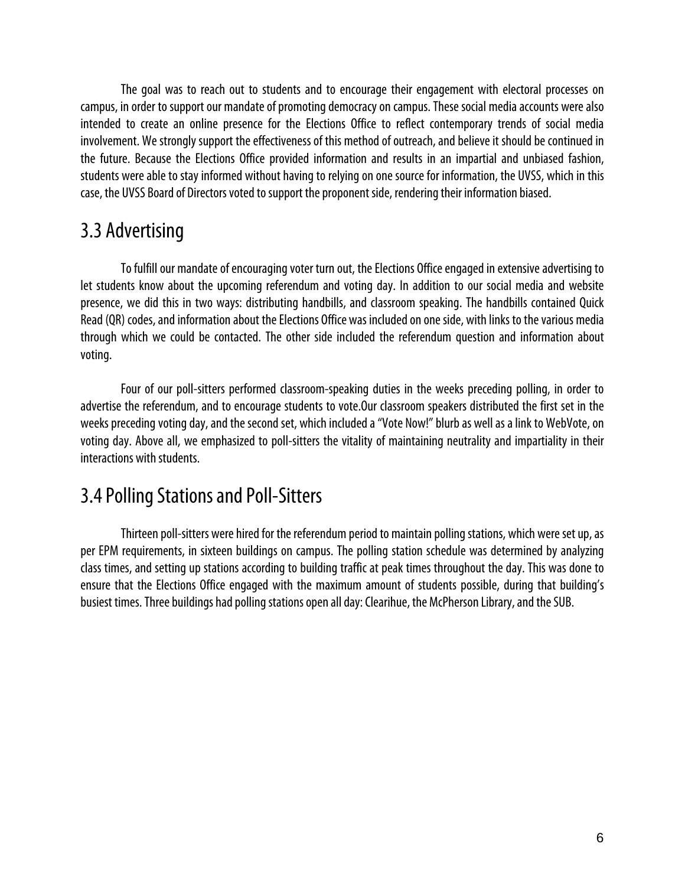The goal was to reach out to students and to encourage their engagement with electoral processes on campus, in order to support our mandate of promoting democracy on campus. These social media accounts were also intended to create an online presence for the Elections Office to reflect contemporary trends of social media involvement. We strongly support the effectiveness of this method of outreach, and believe it should be continued in the future. Because the Elections Office provided information and results in an impartial and unbiased fashion, students were able to stay informed without having to relying on one source for information, the UVSS, which in this case, the UVSS Board of Directors voted to support the proponent side, rendering their information biased.

## 3.3 Advertising

To fulfill our mandate of encouraging voter turn out, the Elections Office engaged in extensive advertising to let students know about the upcoming referendum and voting day. In addition to our social media and website presence, we did this in two ways: distributing handbills, and classroom speaking. The handbills contained Quick Read (QR) codes, and information about the Elections Office was included on one side, with links to the various media through which we could be contacted. The other side included the referendum question and information about voting.

Four of our poll-sitters performed classroom-speaking duties in the weeks preceding polling, in order to advertise the referendum, and to encourage students to vote.Our classroom speakers distributed the first set in the weeks preceding voting day, and the second set, which included a "Vote Now!" blurb as well as a link to WebVote, on voting day. Above all, we emphasized to poll-sitters the vitality of maintaining neutrality and impartiality in their interactions with students.

## 3.4 Polling Stations and Poll-Sitters

Thirteen poll-sitters were hired for the referendum period to maintain polling stations, which were set up, as per EPM requirements, in sixteen buildings on campus. The polling station schedule was determined by analyzing class times, and setting up stations according to building traffic at peak times throughout the day. This was done to ensure that the Elections Office engaged with the maximum amount of students possible, during that building's busiest times. Three buildings had polling stations open all day: Clearihue, the McPherson Library, and the SUB.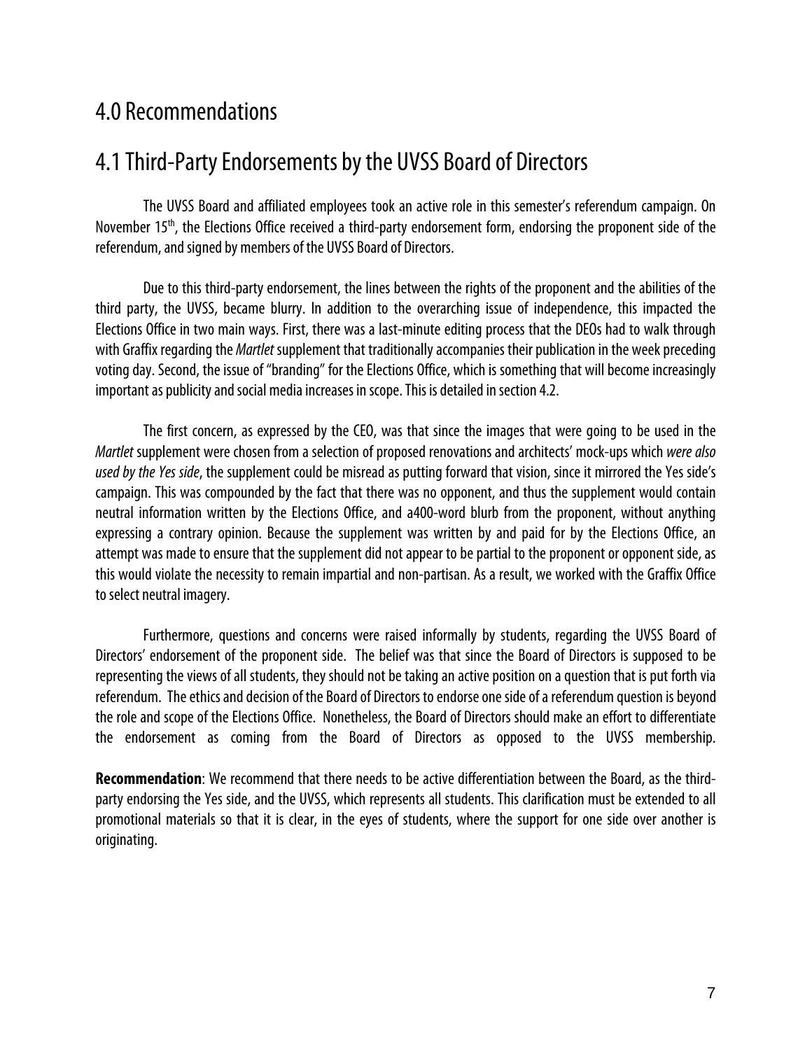# 4.0 Recommendations

## 4.1 Third-Party Endorsements by the UVSS Board of Directors

The UVSS Board and affiliated employees took an active role in this semester's referendum campaign. On November 15th, the Elections Office received a third-party endorsement form, endorsing the proponent side of the referendum, and signed by members of the UVSS Board of Directors.

Due to this third-party endorsement, the lines between the rights of the proponent and the abilities of the third party, the UVSS, became blurry. In addition to the overarching issue of independence, this impacted the Elections Office in two main ways. First, there was a last-minute editing process that the DEOs had to walk through with Graffix regarding the *Martlet* supplement that traditionally accompanies their publication in the week preceding voting day. Second, the issue of "branding" for the Elections Office, which is something that will become increasingly important as publicity and social media increases in scope. This is detailed in section 4.2.

The first concern, as expressed by the CEO, was that since the images that were going to be used in the *Martlet* supplement were chosen from a selection of proposed renovations and architects' mock-ups which *were also used by the Yes side*, the supplement could be misread as putting forward that vision, since it mirrored the Yes side's campaign. This was compounded by the fact that there was no opponent, and thus the supplement would contain neutral information written by the Elections Office, and a400-word blurb from the proponent, without anything expressing a contrary opinion. Because the supplement was written by and paid for by the Elections Office, an attempt was made to ensure that the supplement did not appear to be partial to the proponent or opponent side, as this would violate the necessity to remain impartial and non-partisan. As a result, we worked with the Graffix Office to select neutral imagery.

Furthermore, questions and concerns were raised informally by students, regarding the UVSS Board of Directors' endorsement of the proponent side. The belief was that since the Board of Directors is supposed to be representing the views of all students, they should not be taking an active position on a question that is put forth via referendum. The ethics and decision of the Board of Directors to endorse one side of a referendum question is beyond the role and scope of the Elections Office. Nonetheless, the Board of Directors should make an effort to differentiate the endorsement as coming from the Board of Directors as opposed to the UVSS membership.

**Recommendation**: We recommend that there needs to be active differentiation between the Board, as the third-party endorsing the Yes side, and the UVSS, which represents all students. This clarification must be extended to all promotional materials so that it is clear, in the eyes of students, where the support for one side over another is originating.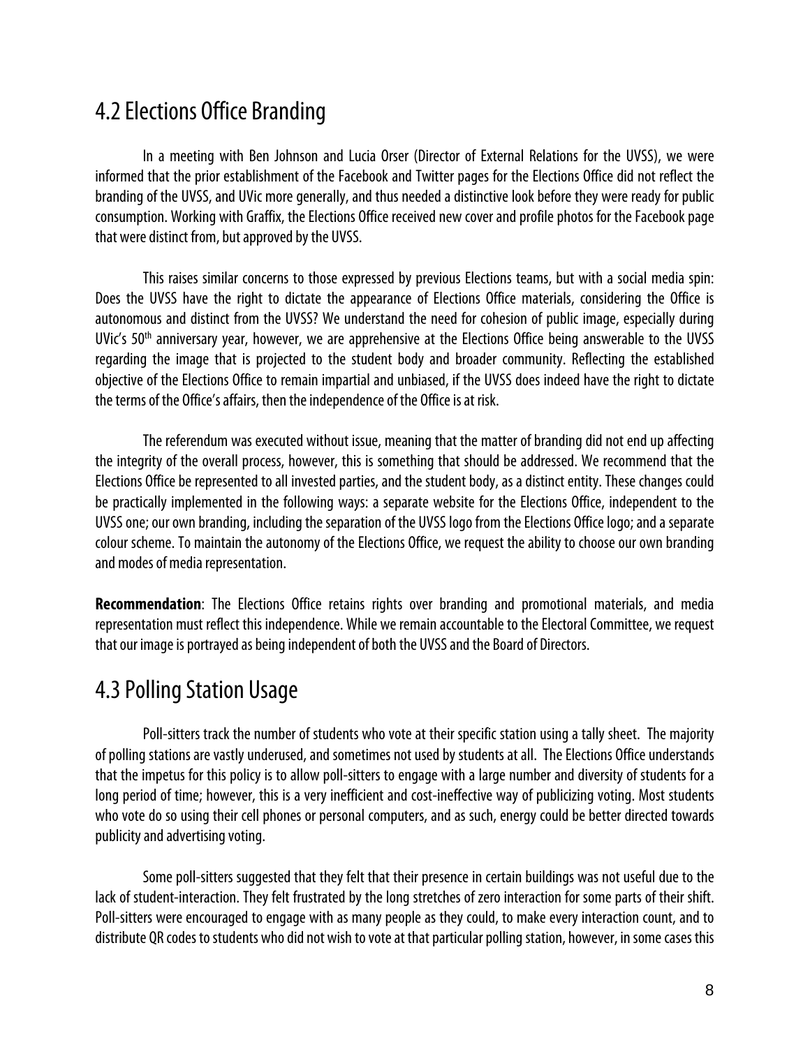## 4.2 Elections Office Branding

In a meeting with Ben Johnson and Lucia Orser (Director of External Relations for the UVSS), we were informed that the prior establishment of the Facebook and Twitter pages for the Elections Office did not reflect the branding of the UVSS, and UVic more generally, and thus needed a distinctive look before they were ready for public consumption. Working with Graffix, the Elections Office received new cover and profile photos for the Facebook page that were distinct from, but approved by the UVSS.

This raises similar concerns to those expressed by previous Elections teams, but with a social media spin: Does the UVSS have the right to dictate the appearance of Elections Office materials, considering the Office is autonomous and distinct from the UVSS? We understand the need for cohesion of public image, especially during UVic's 50th anniversary year, however, we are apprehensive at the Elections Office being answerable to the UVSS regarding the image that is projected to the student body and broader community. Reflecting the established objective of the Elections Office to remain impartial and unbiased, if the UVSS does indeed have the right to dictate the terms of the Office's affairs, then the independence of the Office is at risk.

The referendum was executed without issue, meaning that the matter of branding did not end up affecting the integrity of the overall process, however, this is something that should be addressed. We recommend that the Elections Office be represented to all invested parties, and the student body, as a distinct entity. These changes could be practically implemented in the following ways: a separate website for the Elections Office, independent to the UVSS one; our own branding, including the separation of the UVSS logo from the Elections Office logo; and a separate colour scheme. To maintain the autonomy of the Elections Office, we request the ability to choose our own branding and modes of media representation.

**Recommendation**: The Elections Office retains rights over branding and promotional materials, and media representation must reflect this independence. While we remain accountable to the Electoral Committee, we request that our image is portrayed as being independent of both the UVSS and the Board of Directors.

## 4.3 Polling Station Usage

Poll-sitters track the number of students who vote at their specific station using a tally sheet. The majority of polling stations are vastly underused, and sometimes not used by students at all. The Elections Office understands that the impetus for this policy is to allow poll-sitters to engage with a large number and diversity of students for a long period of time; however, this is a very inefficient and cost-ineffective way of publicizing voting. Most students who vote do so using their cell phones or personal computers, and as such, energy could be better directed towards publicity and advertising voting.

Some poll-sitters suggested that they felt that their presence in certain buildings was not useful due to the lack of student-interaction. They felt frustrated by the long stretches of zero interaction for some parts of their shift. Poll-sitters were encouraged to engage with as many people as they could, to make every interaction count, and to distribute QR codes to students who did not wish to vote at that particular polling station, however, in some cases this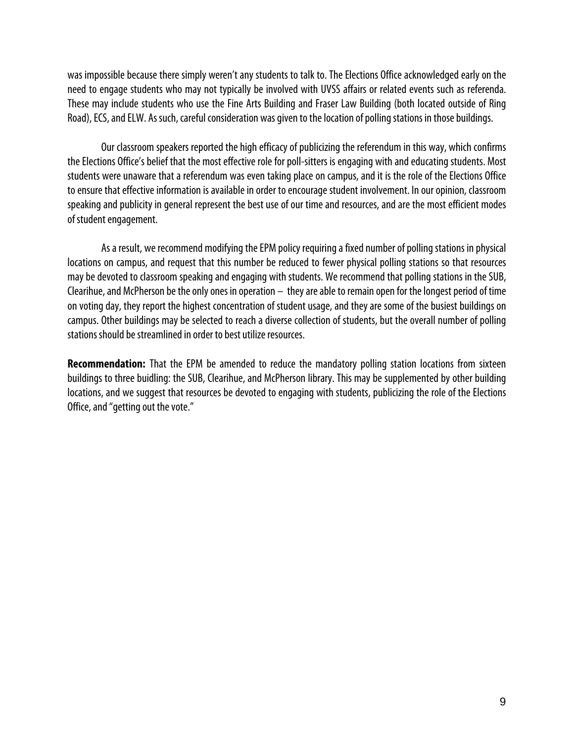was impossible because there simply weren't any students to talk to. The Elections Office acknowledged early on the need to engage students who may not typically be involved with UVSS affairs or related events such as referenda. These may include students who use the Fine Arts Building and Fraser Law Building (both located outside of Ring Road), ECS, and ELW. As such, careful consideration was given to the location of polling stations in those buildings.

Our classroom speakers reported the high efficacy of publicizing the referendum in this way, which confirms the Elections Office's belief that the most effective role for poll-sitters is engaging with and educating students. Most students were unaware that a referendum was even taking place on campus, and it is the role of the Elections Office to ensure that effective information is available in order to encourage student involvement. In our opinion, classroom speaking and publicity in general represent the best use of our time and resources, and are the most efficient modes of student engagement.

As a result, we recommend modifying the EPM policy requiring a fixed number of polling stations in physical locations on campus, and request that this number be reduced to fewer physical polling stations so that resources may be devoted to classroom speaking and engaging with students. We recommend that polling stations in the SUB, Clearihue, and McPherson be the only ones in operation – they are able to remain open for the longest period of time on voting day, they report the highest concentration of student usage, and they are some of the busiest buildings on campus. Other buildings may be selected to reach a diverse collection of students, but the overall number of polling stations should be streamlined in order to best utilize resources.

**Recommendation:** That the EPM be amended to reduce the mandatory polling station locations from sixteen buildings to three buidling: the SUB, Clearihue, and McPherson library. This may be supplemented by other building locations, and we suggest that resources be devoted to engaging with students, publicizing the role of the Elections Office, and "getting out the vote."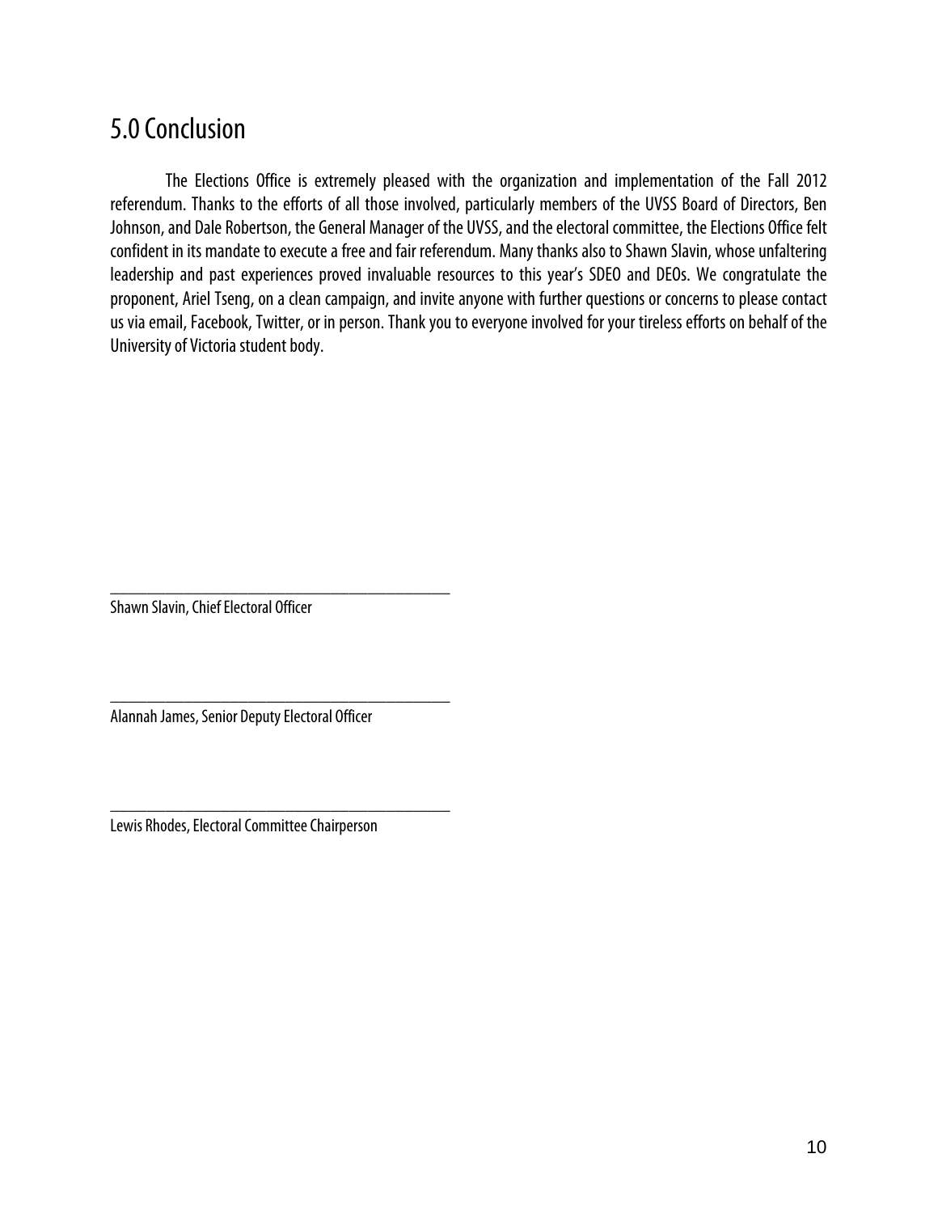## 5.0 Conclusion

The Elections Office is extremely pleased with the organization and implementation of the Fall 2012 referendum. Thanks to the efforts of all those involved, particularly members of the UVSS Board of Directors, Ben Johnson, and Dale Robertson, the General Manager of the UVSS, and the electoral committee, the Elections Office felt confident in its mandate to execute a free and fair referendum. Many thanks also to Shawn Slavin, whose unfaltering leadership and past experiences proved invaluable resources to this year's SDEO and DEOs. We congratulate the proponent, Ariel Tseng, on a clean campaign, and invite anyone with further questions or concerns to please contact us via email, Facebook, Twitter, or in person. Thank you to everyone involved for your tireless efforts on behalf of the University of Victoria student body.

\_\_\_\_\_\_\_\_\_\_\_\_\_\_\_\_\_\_\_\_\_\_\_\_\_\_\_\_\_\_\_\_\_\_\_\_\_\_\_\_\_\_

Shawn Slavin, Chief Electoral Officer

\_\_\_\_\_\_\_\_\_\_\_\_\_\_\_\_\_\_\_\_\_\_\_\_\_\_\_\_\_\_\_\_\_\_\_\_\_\_\_\_\_\_

Alannah James, Senior Deputy Electoral Officer

\_\_\_\_\_\_\_\_\_\_\_\_\_\_\_\_\_\_\_\_\_\_\_\_\_\_\_\_\_\_\_\_\_\_\_\_\_\_\_\_\_\_

Lewis Rhodes, Electoral Committee Chairperson